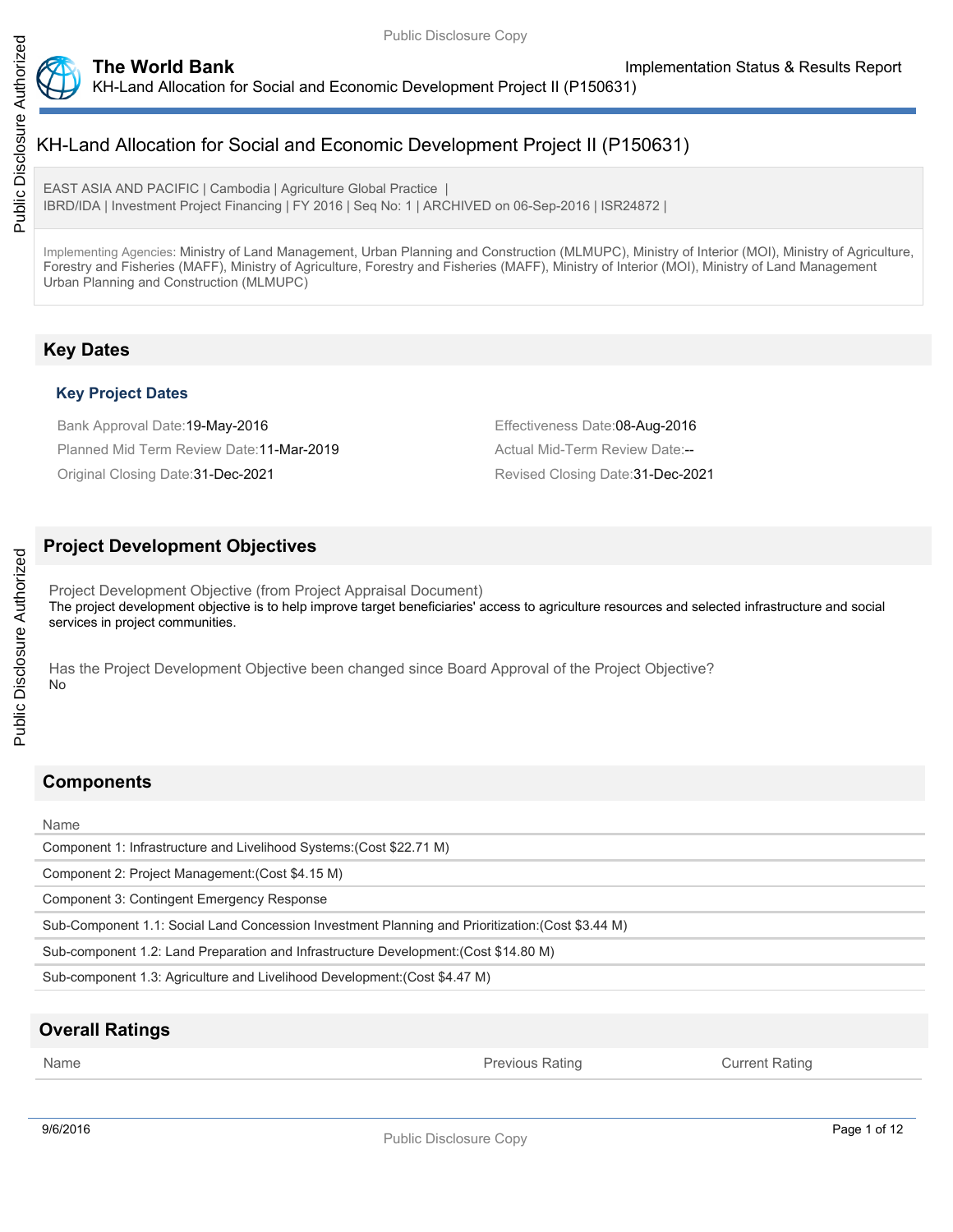# KH-Land Allocation for Social and Economic Development Project II (P150631)

EAST ASIA AND PACIFIC | Cambodia | Agriculture Global Practice |
IBRD/IDA | Investment Project Financing | FY 2016 | Seq No: 1 | ARCHIVED on 06-Sep-2016 | ISR24872 |

Implementing Agencies: Ministry of Land Management, Urban Planning and Construction (MLMUPC), Ministry of Interior (MOI), Ministry of Agriculture, Forestry and Fisheries (MAFF), Ministry of Agriculture, Forestry and Fisheries (MAFF), Ministry of Interior (MOI), Ministry of Land Management Urban Planning and Construction (MLMUPC)

## Key Dates

### Key Project Dates

Bank Approval Date:19-May-2016

Effectiveness Date:08-Aug-2016

Planned Mid Term Review Date:11-Mar-2019

Actual Mid-Term Review Date:--

Original Closing Date:31-Dec-2021

Revised Closing Date:31-Dec-2021

## Project Development Objectives

Project Development Objective (from Project Appraisal Document)

The project development objective is to help improve target beneficiaries' access to agriculture resources and selected infrastructure and social services in project communities.

Has the Project Development Objective been changed since Board Approval of the Project Objective?

No

## Components

| Name |
|---|
| Component 1: Infrastructure and Livelihood Systems:(Cost $22.71 M) |
| Component 2: Project Management:(Cost $4.15 M) |
| Component 3: Contingent Emergency Response |
| Sub-Component 1.1: Social Land Concession Investment Planning and Prioritization:(Cost $3.44 M) |
| Sub-component 1.2: Land Preparation and Infrastructure Development:(Cost $14.80 M) |
| Sub-component 1.3: Agriculture and Livelihood Development:(Cost $4.47 M) |

## Overall Ratings

| Name | Previous Rating | Current Rating |
|---|---|---|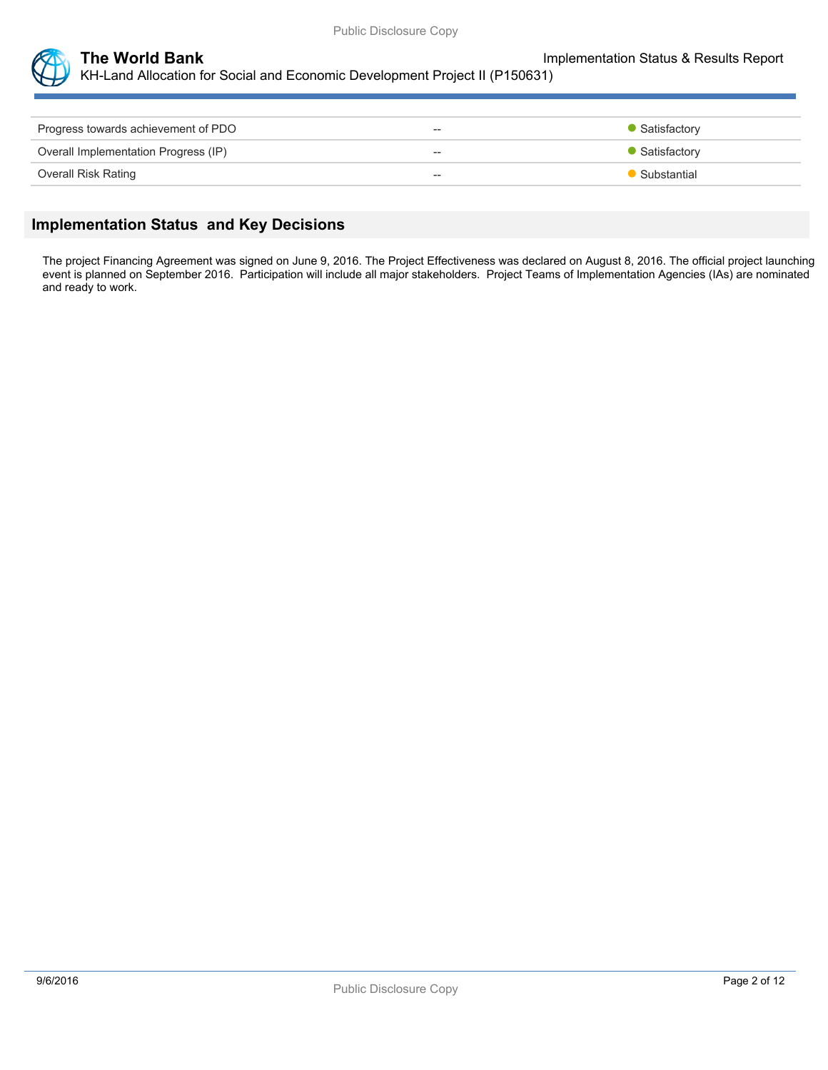| | | |
|---|---|---|
| Progress towards achievement of PDO | -- | Satisfactory |
| Overall Implementation Progress (IP) | -- | Satisfactory |
| Overall Risk Rating | -- | Substantial |

## Implementation Status and Key Decisions

The project Financing Agreement was signed on June 9, 2016. The Project Effectiveness was declared on August 8, 2016. The official project launching event is planned on September 2016. Participation will include all major stakeholders. Project Teams of Implementation Agencies (IAs) are nominated and ready to work.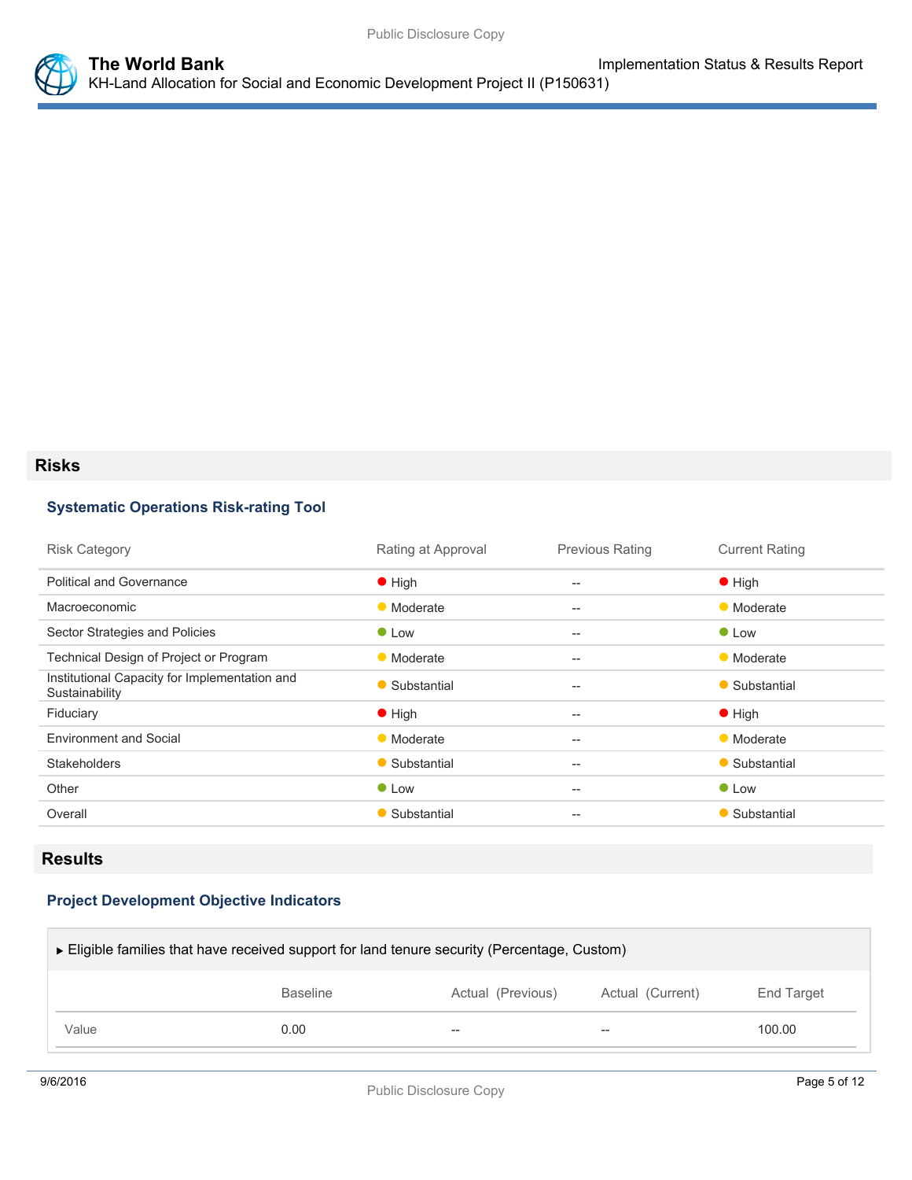## Risks

### Systematic Operations Risk-rating Tool

| Risk Category | Rating at Approval | Previous Rating | Current Rating |
| --- | --- | --- | --- |
| Political and Governance | High | -- | High |
| Macroeconomic | Moderate | -- | Moderate |
| Sector Strategies and Policies | Low | -- | Low |
| Technical Design of Project or Program | Moderate | -- | Moderate |
| Institutional Capacity for Implementation and Sustainability | Substantial | -- | Substantial |
| Fiduciary | High | -- | High |
| Environment and Social | Moderate | -- | Moderate |
| Stakeholders | Substantial | -- | Substantial |
| Other | Low | -- | Low |
| Overall | Substantial | -- | Substantial |

## Results

### Project Development Objective Indicators

▸ Eligible families that have received support for land tenure security (Percentage, Custom)

| | Baseline | Actual (Previous) | Actual (Current) | End Target |
| --- | --- | --- | --- | --- |
| Value | 0.00 | -- | -- | 100.00 |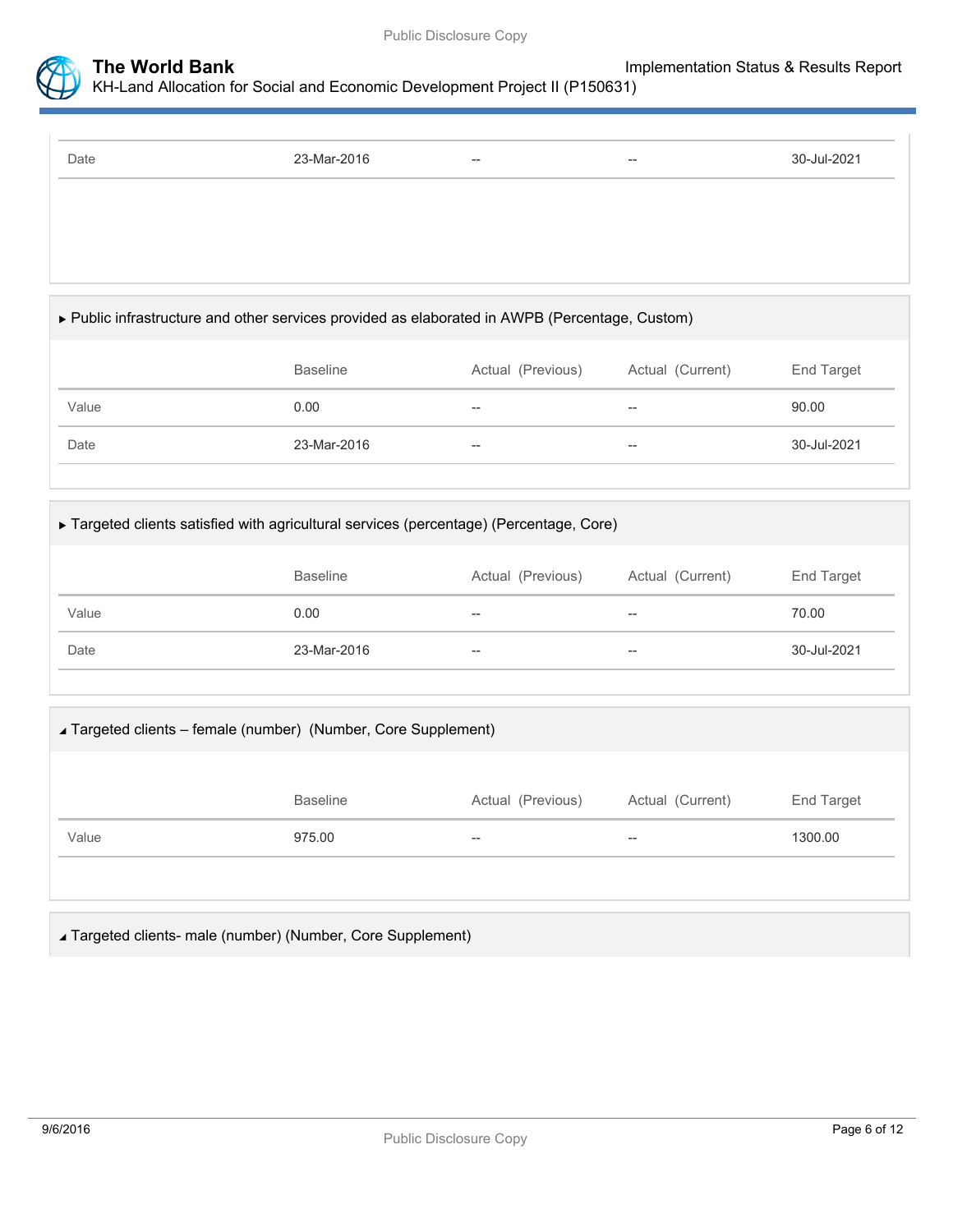| | Baseline | Actual (Previous) | Actual (Current) | End Target |
|---|---|---|---|---|
| Date | 23-Mar-2016 | -- | -- | 30-Jul-2021 |

▶ Public infrastructure and other services provided as elaborated in AWPB (Percentage, Custom)

| | Baseline | Actual (Previous) | Actual (Current) | End Target |
|---|---|---|---|---|
| Value | 0.00 | -- | -- | 90.00 |
| Date | 23-Mar-2016 | -- | -- | 30-Jul-2021 |

▶ Targeted clients satisfied with agricultural services (percentage) (Percentage, Core)

| | Baseline | Actual (Previous) | Actual (Current) | End Target |
|---|---|---|---|---|
| Value | 0.00 | -- | -- | 70.00 |
| Date | 23-Mar-2016 | -- | -- | 30-Jul-2021 |

◢ Targeted clients – female (number) (Number, Core Supplement)

| | Baseline | Actual (Previous) | Actual (Current) | End Target |
|---|---|---|---|---|
| Value | 975.00 | -- | -- | 1300.00 |

◢ Targeted clients- male (number) (Number, Core Supplement)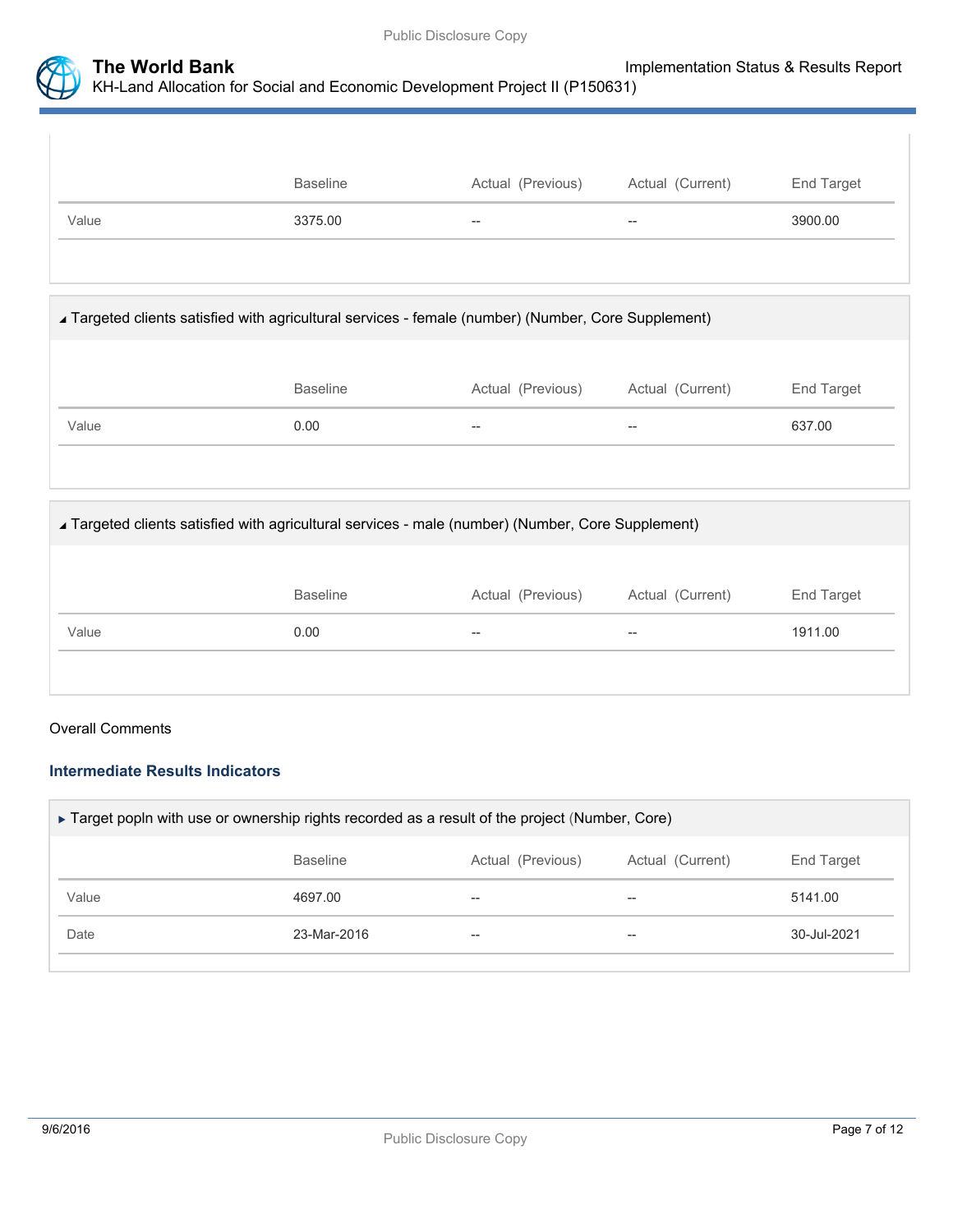| | Baseline | Actual (Previous) | Actual (Current) | End Target |
| --- | --- | --- | --- | --- |
| Value | 3375.00 | -- | -- | 3900.00 |

◢ Targeted clients satisfied with agricultural services - female (number) (Number, Core Supplement)

| | Baseline | Actual (Previous) | Actual (Current) | End Target |
| --- | --- | --- | --- | --- |
| Value | 0.00 | -- | -- | 637.00 |

◢ Targeted clients satisfied with agricultural services - male (number) (Number, Core Supplement)

| | Baseline | Actual (Previous) | Actual (Current) | End Target |
| --- | --- | --- | --- | --- |
| Value | 0.00 | -- | -- | 1911.00 |

Overall Comments

### Intermediate Results Indicators

▶ Target popln with use or ownership rights recorded as a result of the project (Number, Core)

| | Baseline | Actual (Previous) | Actual (Current) | End Target |
| --- | --- | --- | --- | --- |
| Value | 4697.00 | -- | -- | 5141.00 |
| Date | 23-Mar-2016 | -- | -- | 30-Jul-2021 |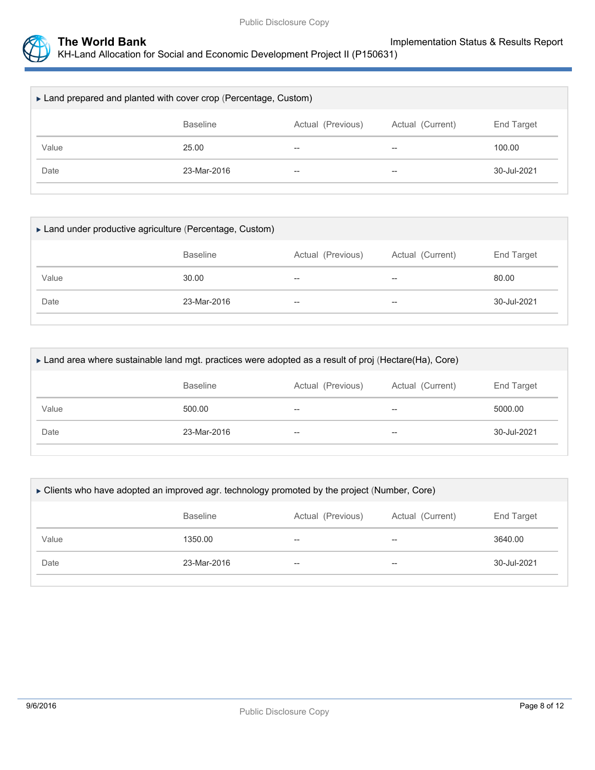▸ Land prepared and planted with cover crop (Percentage, Custom)

| | Baseline | Actual (Previous) | Actual (Current) | End Target |
|---|---|---|---|---|
| Value | 25.00 | -- | -- | 100.00 |
| Date | 23-Mar-2016 | -- | -- | 30-Jul-2021 |

▸ Land under productive agriculture (Percentage, Custom)

| | Baseline | Actual (Previous) | Actual (Current) | End Target |
|---|---|---|---|---|
| Value | 30.00 | -- | -- | 80.00 |
| Date | 23-Mar-2016 | -- | -- | 30-Jul-2021 |

▸ Land area where sustainable land mgt. practices were adopted as a result of proj (Hectare(Ha), Core)

| | Baseline | Actual (Previous) | Actual (Current) | End Target |
|---|---|---|---|---|
| Value | 500.00 | -- | -- | 5000.00 |
| Date | 23-Mar-2016 | -- | -- | 30-Jul-2021 |

▸ Clients who have adopted an improved agr. technology promoted by the project (Number, Core)

| | Baseline | Actual (Previous) | Actual (Current) | End Target |
|---|---|---|---|---|
| Value | 1350.00 | -- | -- | 3640.00 |
| Date | 23-Mar-2016 | -- | -- | 30-Jul-2021 |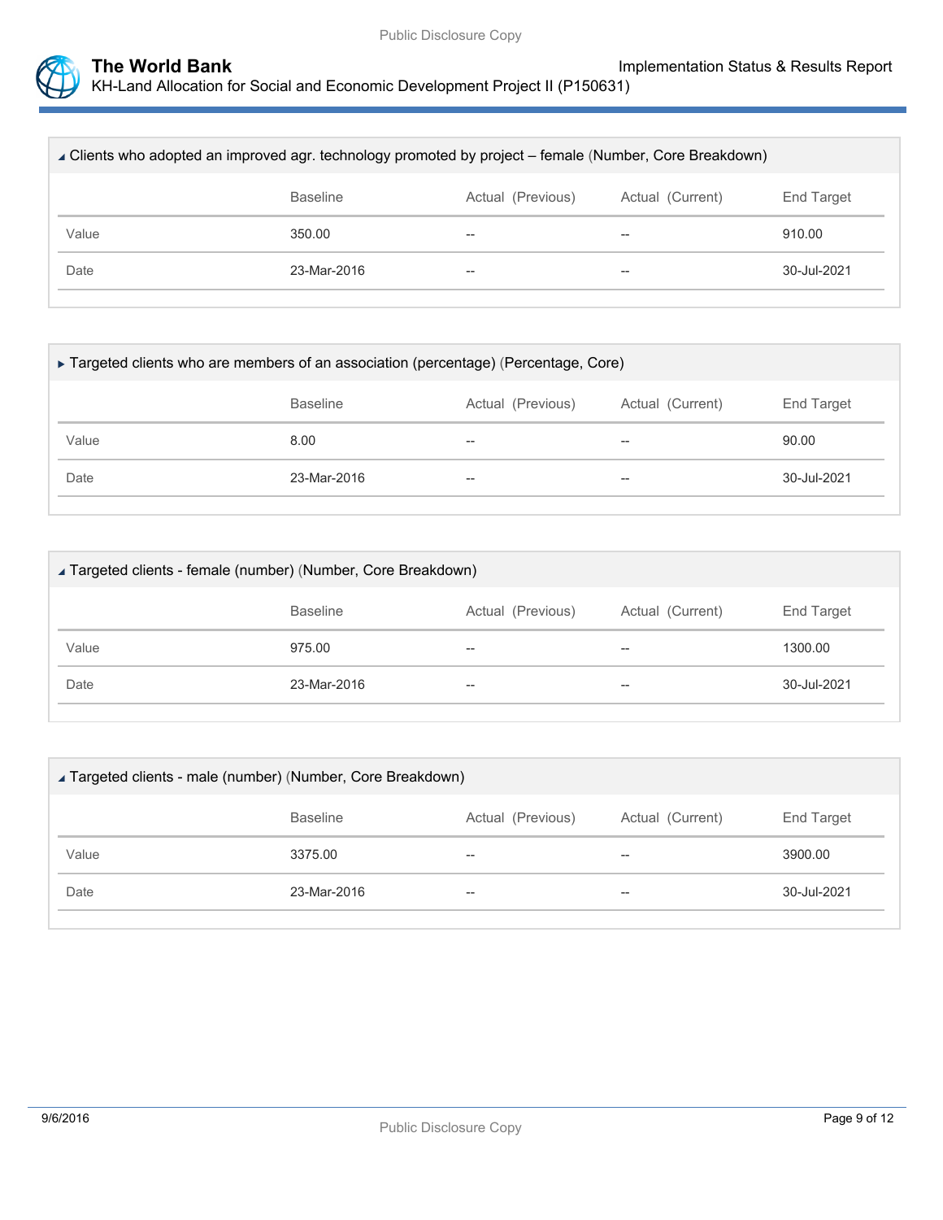### ◢ Clients who adopted an improved agr. technology promoted by project – female (Number, Core Breakdown)

| | Baseline | Actual (Previous) | Actual (Current) | End Target |
|---|---|---|---|---|
| Value | 350.00 | -- | -- | 910.00 |
| Date | 23-Mar-2016 | -- | -- | 30-Jul-2021 |

### ▸ Targeted clients who are members of an association (percentage) (Percentage, Core)

| | Baseline | Actual (Previous) | Actual (Current) | End Target |
|---|---|---|---|---|
| Value | 8.00 | -- | -- | 90.00 |
| Date | 23-Mar-2016 | -- | -- | 30-Jul-2021 |

### ◢ Targeted clients - female (number) (Number, Core Breakdown)

| | Baseline | Actual (Previous) | Actual (Current) | End Target |
|---|---|---|---|---|
| Value | 975.00 | -- | -- | 1300.00 |
| Date | 23-Mar-2016 | -- | -- | 30-Jul-2021 |

### ◢ Targeted clients - male (number) (Number, Core Breakdown)

| | Baseline | Actual (Previous) | Actual (Current) | End Target |
|---|---|---|---|---|
| Value | 3375.00 | -- | -- | 3900.00 |
| Date | 23-Mar-2016 | -- | -- | 30-Jul-2021 |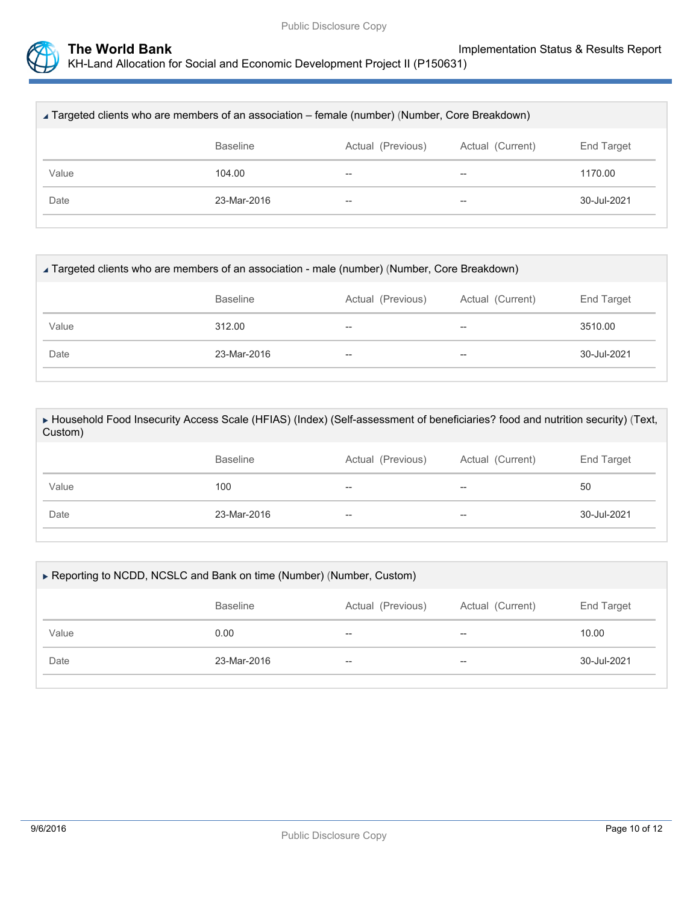### ◢ Targeted clients who are members of an association – female (number) (Number, Core Breakdown)

| | Baseline | Actual (Previous) | Actual (Current) | End Target |
|---|---|---|---|---|
| Value | 104.00 | -- | -- | 1170.00 |
| Date | 23-Mar-2016 | -- | -- | 30-Jul-2021 |

### ◢ Targeted clients who are members of an association - male (number) (Number, Core Breakdown)

| | Baseline | Actual (Previous) | Actual (Current) | End Target |
|---|---|---|---|---|
| Value | 312.00 | -- | -- | 3510.00 |
| Date | 23-Mar-2016 | -- | -- | 30-Jul-2021 |

### ▶ Household Food Insecurity Access Scale (HFIAS) (Index) (Self-assessment of beneficiaries? food and nutrition security) (Text, Custom)

| | Baseline | Actual (Previous) | Actual (Current) | End Target |
|---|---|---|---|---|
| Value | 100 | -- | -- | 50 |
| Date | 23-Mar-2016 | -- | -- | 30-Jul-2021 |

### ▶ Reporting to NCDD, NCSLC and Bank on time (Number) (Number, Custom)

| | Baseline | Actual (Previous) | Actual (Current) | End Target |
|---|---|---|---|---|
| Value | 0.00 | -- | -- | 10.00 |
| Date | 23-Mar-2016 | -- | -- | 30-Jul-2021 |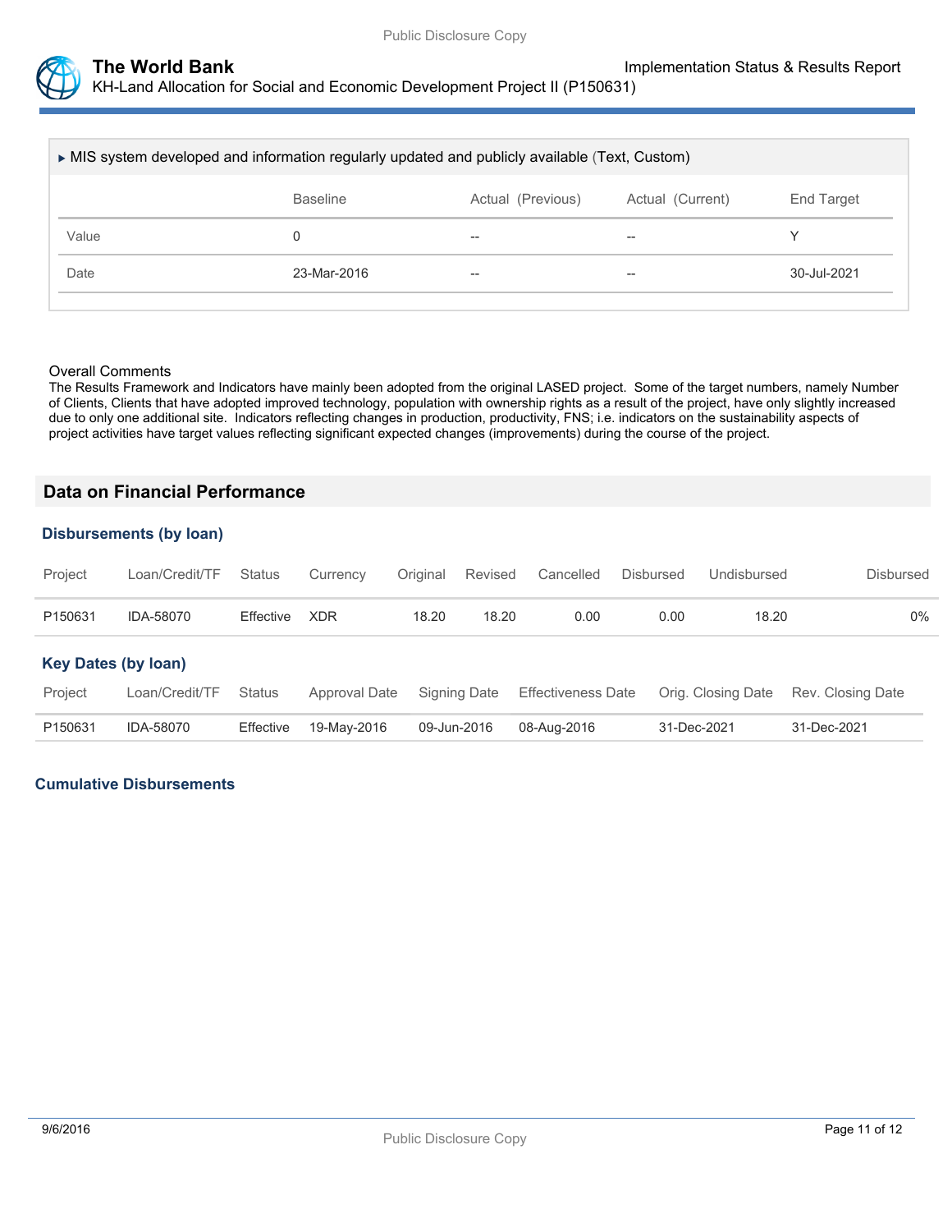▶ MIS system developed and information regularly updated and publicly available (Text, Custom)

| | Baseline | Actual (Previous) | Actual (Current) | End Target |
|---|---|---|---|---|
| Value | 0 | -- | -- | Y |
| Date | 23-Mar-2016 | -- | -- | 30-Jul-2021 |

Overall Comments

The Results Framework and Indicators have mainly been adopted from the original LASED project. Some of the target numbers, namely Number of Clients, Clients that have adopted improved technology, population with ownership rights as a result of the project, have only slightly increased due to only one additional site. Indicators reflecting changes in production, productivity, FNS; i.e. indicators on the sustainability aspects of project activities have target values reflecting significant expected changes (improvements) during the course of the project.

## Data on Financial Performance

### Disbursements (by loan)

| Project | Loan/Credit/TF | Status | Currency | Original | Revised | Cancelled | Disbursed | Undisbursed | Disbursed |
|---|---|---|---|---|---|---|---|---|---|
| P150631 | IDA-58070 | Effective | XDR | 18.20 | 18.20 | 0.00 | 0.00 | 18.20 | 0% |

### Key Dates (by loan)

| Project | Loan/Credit/TF | Status | Approval Date | Signing Date | Effectiveness Date | Orig. Closing Date | Rev. Closing Date |
|---|---|---|---|---|---|---|---|
| P150631 | IDA-58070 | Effective | 19-May-2016 | 09-Jun-2016 | 08-Aug-2016 | 31-Dec-2021 | 31-Dec-2021 |

### Cumulative Disbursements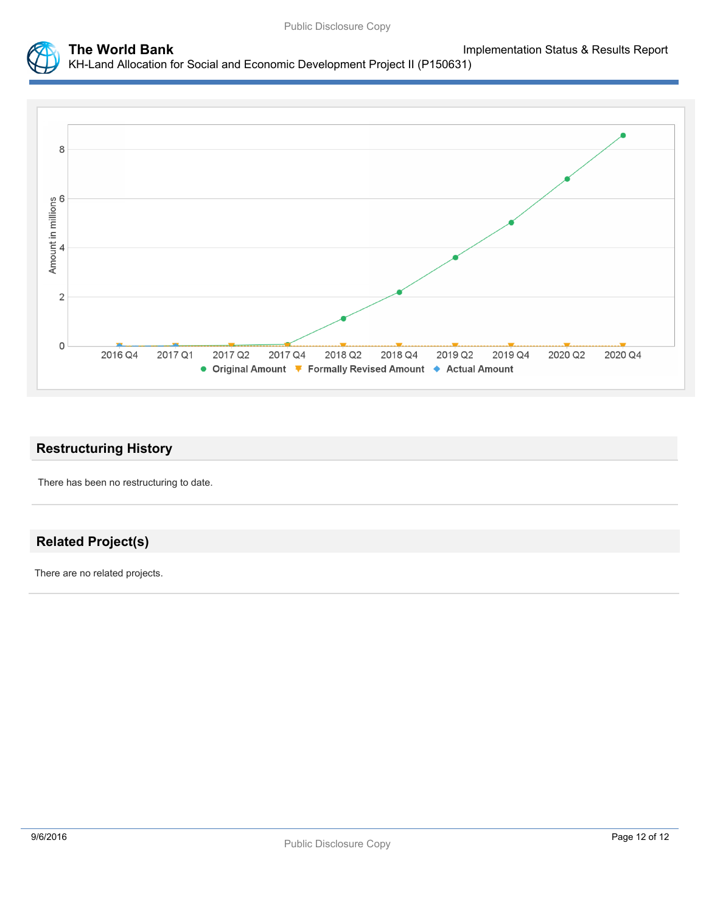Amount in millions

8
6
4
2
0

2016 Q4
2017 Q1
2017 Q2
2017 Q4
2018 Q2
2018 Q4
2019 Q2
2019 Q4
2020 Q2
2020 Q4

Original Amount
Formally Revised Amount
Actual Amount

## Restructuring History

There has been no restructuring to date.

## Related Project(s)

There are no related projects.